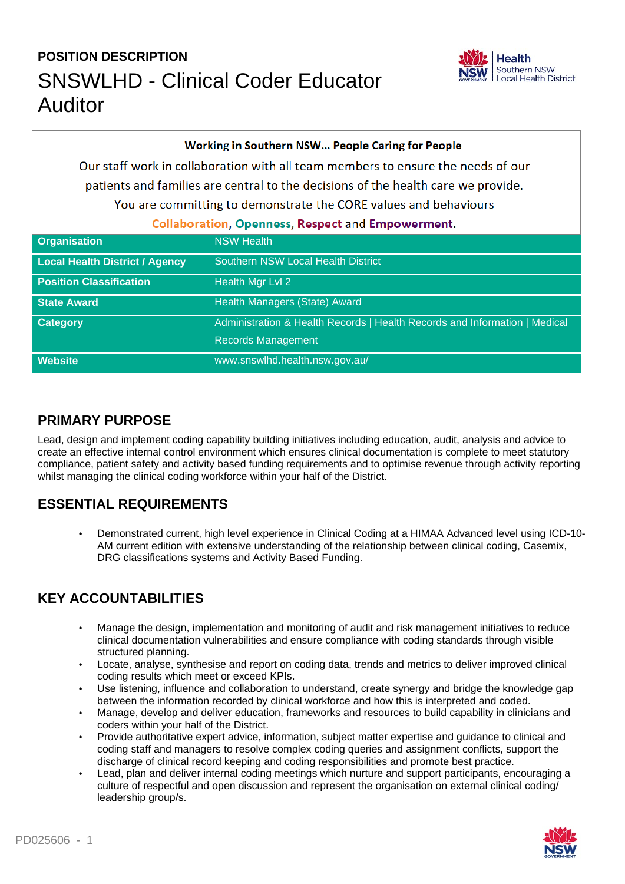**POSITION DESCRIPTION**

# SNSWLHD - Clinical Coder Educator Auditor

**Working in Southern NSW... People Caring for People**

Our staff work in collaboration with all team members to ensure the needs of our patients and families are central to the decisions of the health care we provide. You are committing to demonstrate the CORE values and behaviours **Collaboration**, **Openness**, **Respect** and **Empowerment**.

| | |
|---|---|
| **Organisation** | NSW Health |
| **Local Health District / Agency** | Southern NSW Local Health District |
| **Position Classification** | Health Mgr Lvl 2 |
| **State Award** | Health Managers (State) Award |
| **Category** | Administration & Health Records \| Health Records and Information \| Medical Records Management |
| **Website** | www.snswlhd.health.nsw.gov.au/ |

## PRIMARY PURPOSE

Lead, design and implement coding capability building initiatives including education, audit, analysis and advice to create an effective internal control environment which ensures clinical documentation is complete to meet statutory compliance, patient safety and activity based funding requirements and to optimise revenue through activity reporting whilst managing the clinical coding workforce within your half of the District.

## ESSENTIAL REQUIREMENTS

- Demonstrated current, high level experience in Clinical Coding at a HIMAA Advanced level using ICD-10-AM current edition with extensive understanding of the relationship between clinical coding, Casemix, DRG classifications systems and Activity Based Funding.

## KEY ACCOUNTABILITIES

- Manage the design, implementation and monitoring of audit and risk management initiatives to reduce clinical documentation vulnerabilities and ensure compliance with coding standards through visible structured planning.
- Locate, analyse, synthesise and report on coding data, trends and metrics to deliver improved clinical coding results which meet or exceed KPIs.
- Use listening, influence and collaboration to understand, create synergy and bridge the knowledge gap between the information recorded by clinical workforce and how this is interpreted and coded.
- Manage, develop and deliver education, frameworks and resources to build capability in clinicians and coders within your half of the District.
- Provide authoritative expert advice, information, subject matter expertise and guidance to clinical and coding staff and managers to resolve complex coding queries and assignment conflicts, support the discharge of clinical record keeping and coding responsibilities and promote best practice.
- Lead, plan and deliver internal coding meetings which nurture and support participants, encouraging a culture of respectful and open discussion and represent the organisation on external clinical coding/ leadership group/s.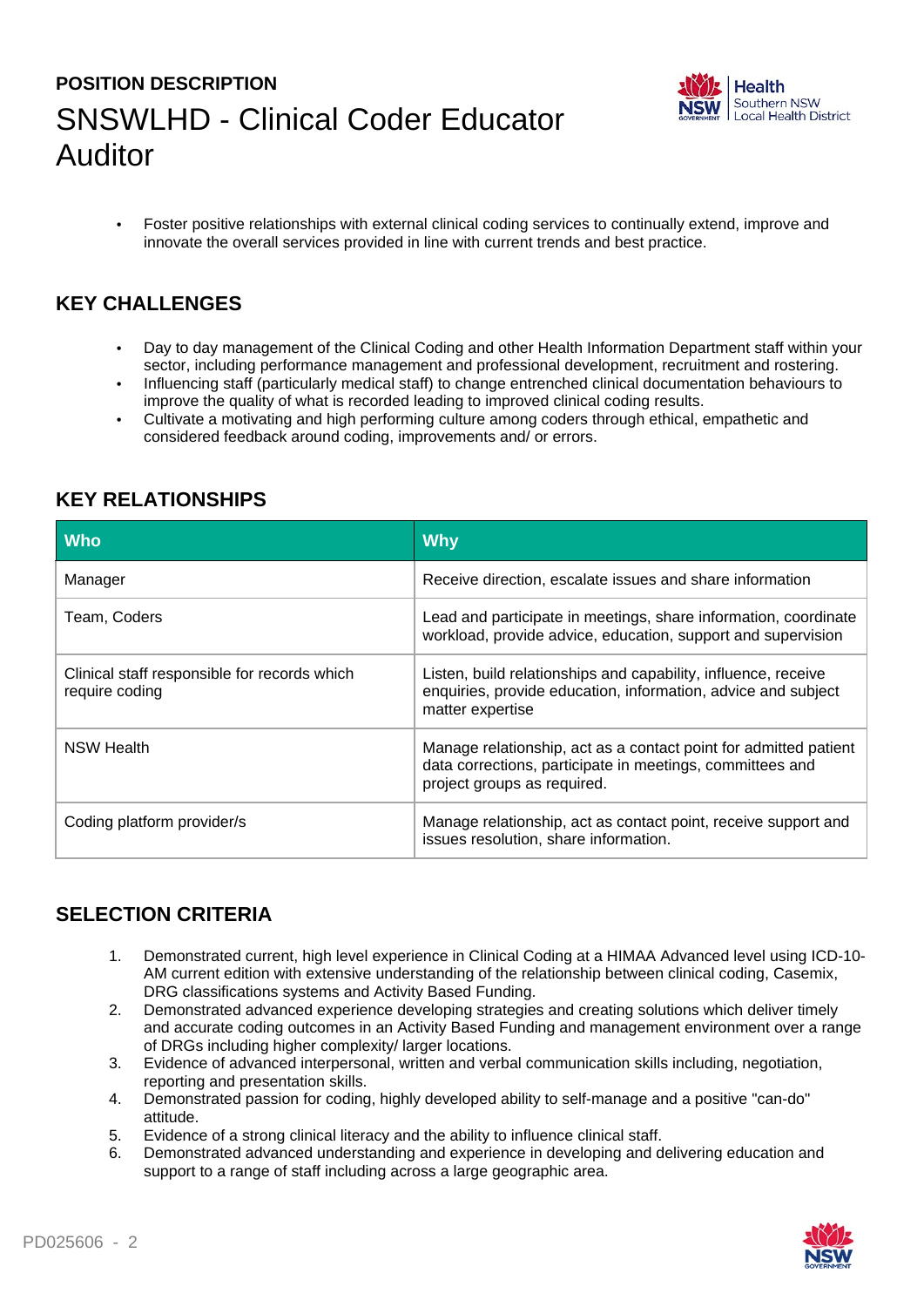- Foster positive relationships with external clinical coding services to continually extend, improve and innovate the overall services provided in line with current trends and best practice.

## KEY CHALLENGES

- Day to day management of the Clinical Coding and other Health Information Department staff within your sector, including performance management and professional development, recruitment and rostering.
- Influencing staff (particularly medical staff) to change entrenched clinical documentation behaviours to improve the quality of what is recorded leading to improved clinical coding results.
- Cultivate a motivating and high performing culture among coders through ethical, empathetic and considered feedback around coding, improvements and/ or errors.

## KEY RELATIONSHIPS

| Who | Why |
|---|---|
| Manager | Receive direction, escalate issues and share information |
| Team, Coders | Lead and participate in meetings, share information, coordinate workload, provide advice, education, support and supervision |
| Clinical staff responsible for records which require coding | Listen, build relationships and capability, influence, receive enquiries, provide education, information, advice and subject matter expertise |
| NSW Health | Manage relationship, act as a contact point for admitted patient data corrections, participate in meetings, committees and project groups as required. |
| Coding platform provider/s | Manage relationship, act as contact point, receive support and issues resolution, share information. |

## SELECTION CRITERIA

1. Demonstrated current, high level experience in Clinical Coding at a HIMAA Advanced level using ICD-10-AM current edition with extensive understanding of the relationship between clinical coding, Casemix, DRG classifications systems and Activity Based Funding.
2. Demonstrated advanced experience developing strategies and creating solutions which deliver timely and accurate coding outcomes in an Activity Based Funding and management environment over a range of DRGs including higher complexity/ larger locations.
3. Evidence of advanced interpersonal, written and verbal communication skills including, negotiation, reporting and presentation skills.
4. Demonstrated passion for coding, highly developed ability to self-manage and a positive "can-do" attitude.
5. Evidence of a strong clinical literacy and the ability to influence clinical staff.
6. Demonstrated advanced understanding and experience in developing and delivering education and support to a range of staff including across a large geographic area.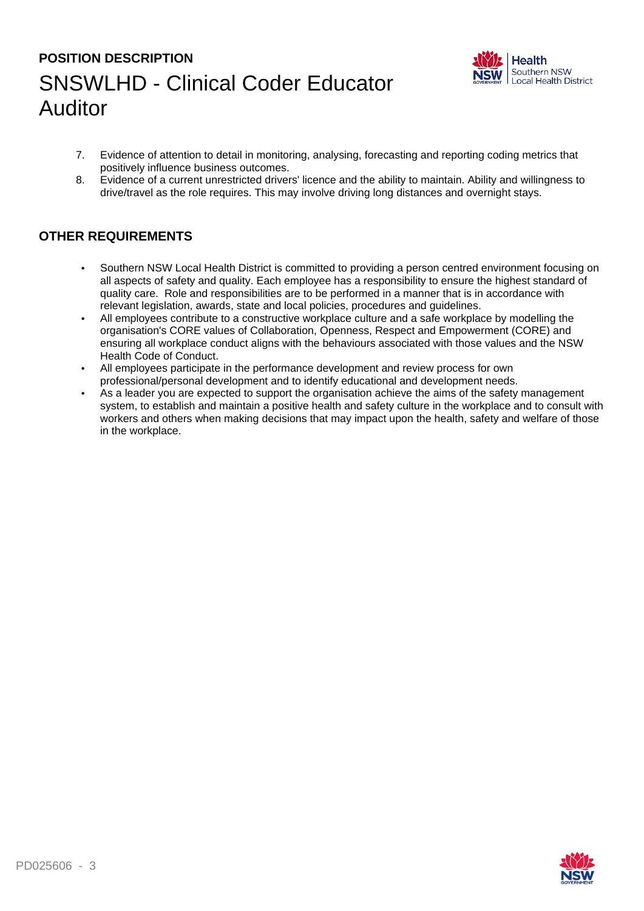7. Evidence of attention to detail in monitoring, analysing, forecasting and reporting coding metrics that positively influence business outcomes.
8. Evidence of a current unrestricted drivers' licence and the ability to maintain. Ability and willingness to drive/travel as the role requires. This may involve driving long distances and overnight stays.

## OTHER REQUIREMENTS

- Southern NSW Local Health District is committed to providing a person centred environment focusing on all aspects of safety and quality. Each employee has a responsibility to ensure the highest standard of quality care. Role and responsibilities are to be performed in a manner that is in accordance with relevant legislation, awards, state and local policies, procedures and guidelines.
- All employees contribute to a constructive workplace culture and a safe workplace by modelling the organisation's CORE values of Collaboration, Openness, Respect and Empowerment (CORE) and ensuring all workplace conduct aligns with the behaviours associated with those values and the NSW Health Code of Conduct.
- All employees participate in the performance development and review process for own professional/personal development and to identify educational and development needs.
- As a leader you are expected to support the organisation achieve the aims of the safety management system, to establish and maintain a positive health and safety culture in the workplace and to consult with workers and others when making decisions that may impact upon the health, safety and welfare of those in the workplace.